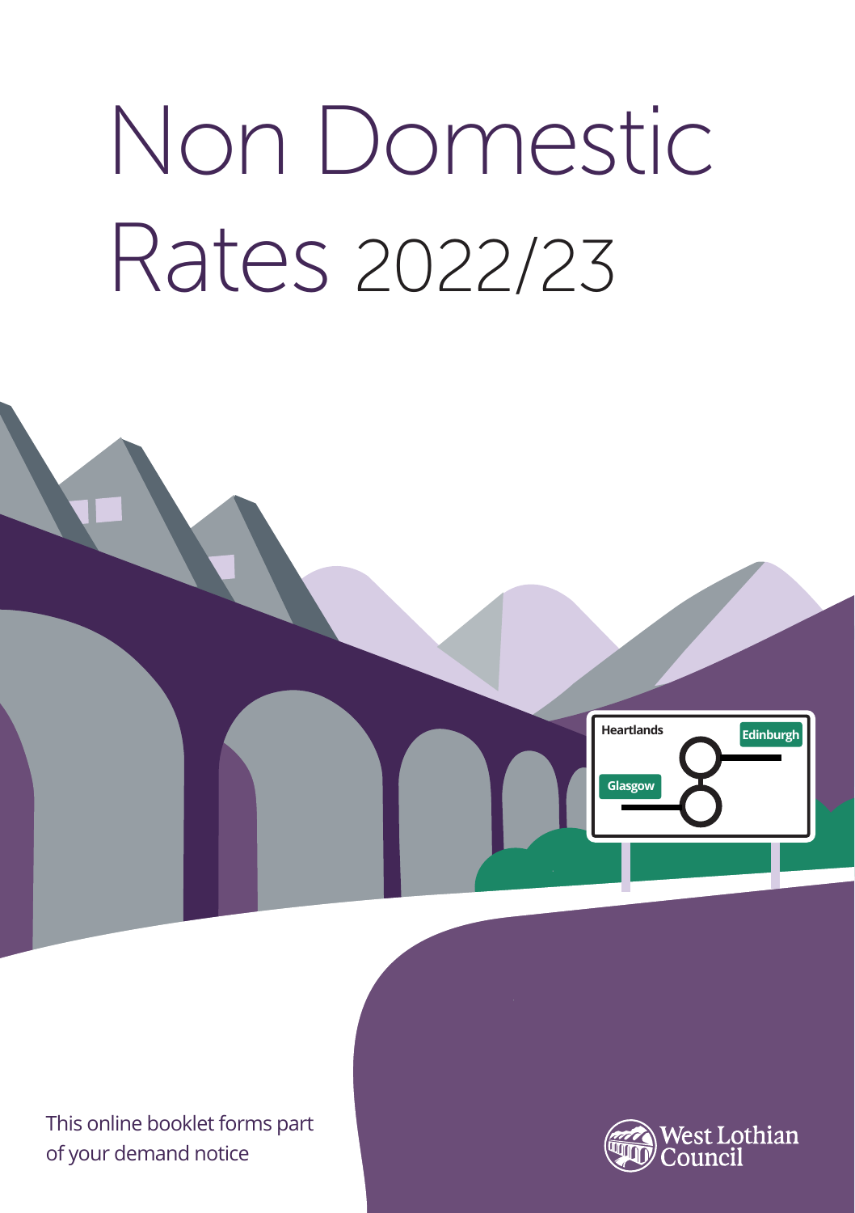# Non Domestic Rates 2022/23

This online booklet forms part of your demand notice

West Lothian Council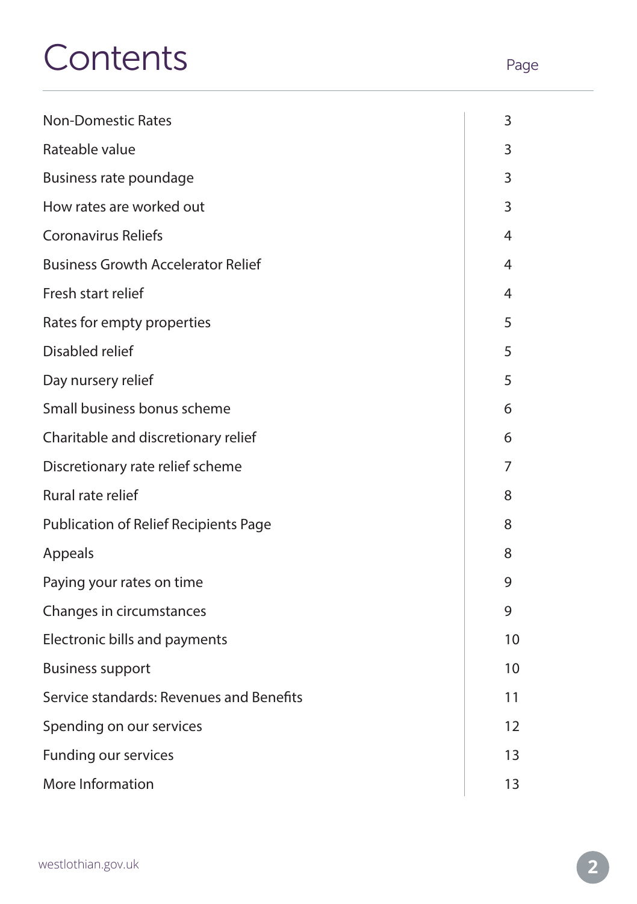# Contents

| | Page |
|---|---|
| Non-Domestic Rates | 3 |
| Rateable value | 3 |
| Business rate poundage | 3 |
| How rates are worked out | 3 |
| Coronavirus Reliefs | 4 |
| Business Growth Accelerator Relief | 4 |
| Fresh start relief | 4 |
| Rates for empty properties | 5 |
| Disabled relief | 5 |
| Day nursery relief | 5 |
| Small business bonus scheme | 6 |
| Charitable and discretionary relief | 6 |
| Discretionary rate relief scheme | 7 |
| Rural rate relief | 8 |
| Publication of Relief Recipients Page | 8 |
| Appeals | 8 |
| Paying your rates on time | 9 |
| Changes in circumstances | 9 |
| Electronic bills and payments | 10 |
| Business support | 10 |
| Service standards: Revenues and Benefits | 11 |
| Spending on our services | 12 |
| Funding our services | 13 |
| More Information | 13 |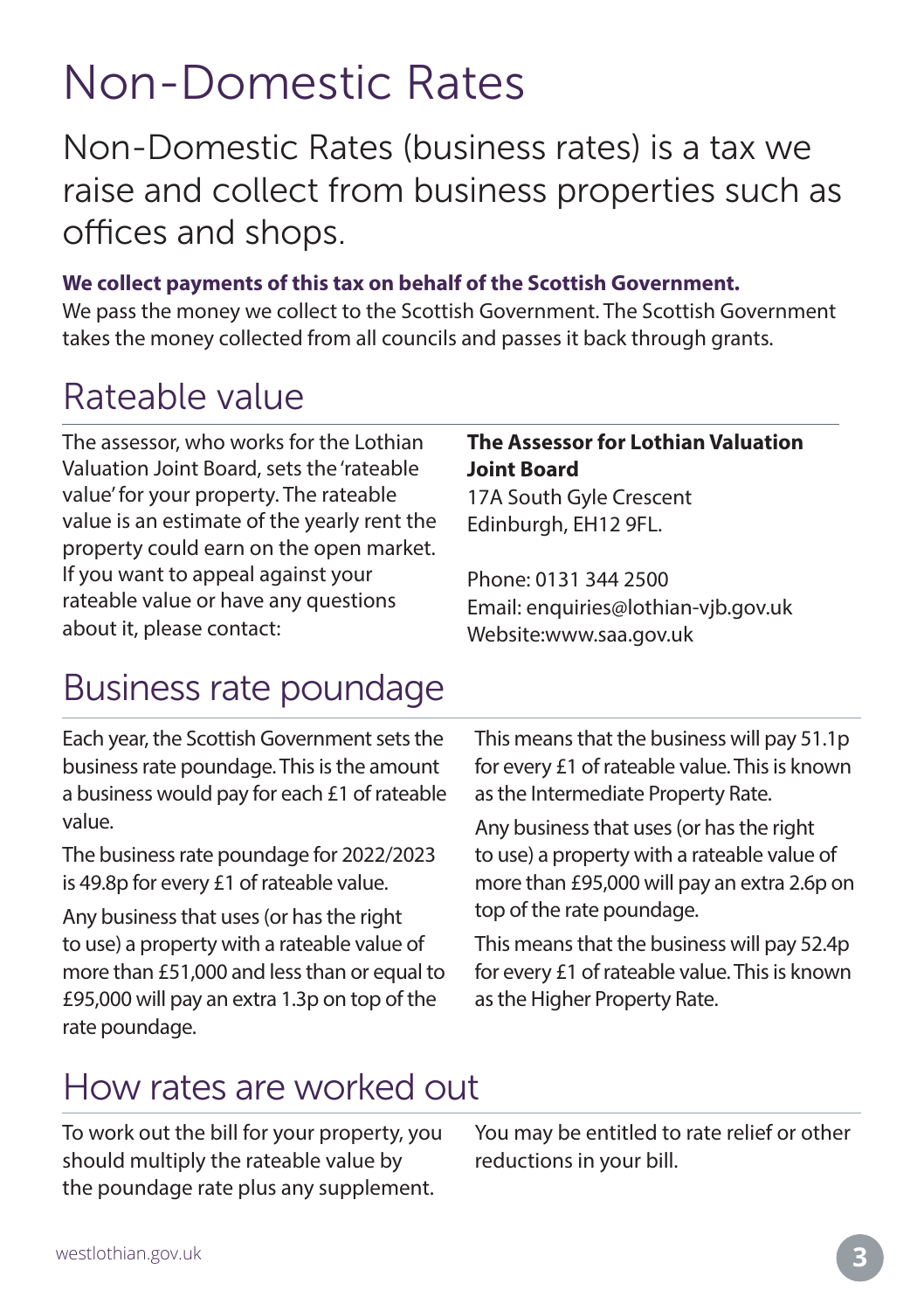# Non-Domestic Rates

Non-Domestic Rates (business rates) is a tax we raise and collect from business properties such as offices and shops.

**We collect payments of this tax on behalf of the Scottish Government.**
We pass the money we collect to the Scottish Government. The Scottish Government takes the money collected from all councils and passes it back through grants.

## Rateable value

The assessor, who works for the Lothian Valuation Joint Board, sets the 'rateable value' for your property. The rateable value is an estimate of the yearly rent the property could earn on the open market. If you want to appeal against your rateable value or have any questions about it, please contact:

**The Assessor for Lothian Valuation Joint Board**
17A South Gyle Crescent
Edinburgh, EH12 9FL.

Phone: 0131 344 2500
Email: enquiries@lothian-vjb.gov.uk
Website:www.saa.gov.uk

## Business rate poundage

Each year, the Scottish Government sets the business rate poundage. This is the amount a business would pay for each £1 of rateable value.

The business rate poundage for 2022/2023 is 49.8p for every £1 of rateable value.

Any business that uses (or has the right to use) a property with a rateable value of more than £51,000 and less than or equal to £95,000 will pay an extra 1.3p on top of the rate poundage.

This means that the business will pay 51.1p for every £1 of rateable value. This is known as the Intermediate Property Rate.

Any business that uses (or has the right to use) a property with a rateable value of more than £95,000 will pay an extra 2.6p on top of the rate poundage.

This means that the business will pay 52.4p for every £1 of rateable value. This is known as the Higher Property Rate.

## How rates are worked out

To work out the bill for your property, you should multiply the rateable value by the poundage rate plus any supplement.

You may be entitled to rate relief or other reductions in your bill.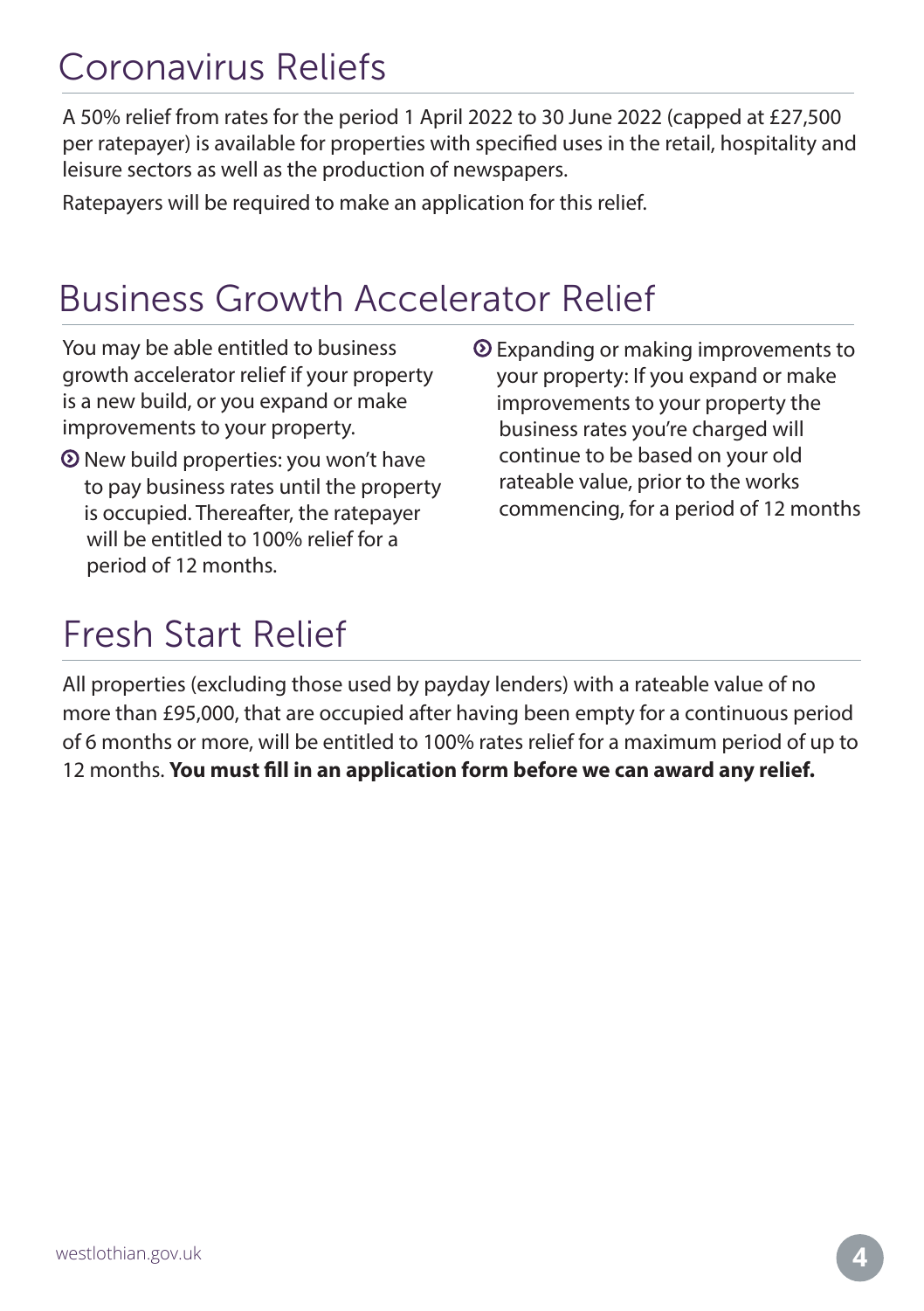## Coronavirus Reliefs

A 50% relief from rates for the period 1 April 2022 to 30 June 2022 (capped at £27,500 per ratepayer) is available for properties with specified uses in the retail, hospitality and leisure sectors as well as the production of newspapers.

Ratepayers will be required to make an application for this relief.

## Business Growth Accelerator Relief

You may be able entitled to business growth accelerator relief if your property is a new build, or you expand or make improvements to your property.

- New build properties: you won't have to pay business rates until the property is occupied. Thereafter, the ratepayer will be entitled to 100% relief for a period of 12 months.
- Expanding or making improvements to your property: If you expand or make improvements to your property the business rates you're charged will continue to be based on your old rateable value, prior to the works commencing, for a period of 12 months

## Fresh Start Relief

All properties (excluding those used by payday lenders) with a rateable value of no more than £95,000, that are occupied after having been empty for a continuous period of 6 months or more, will be entitled to 100% rates relief for a maximum period of up to 12 months. **You must fill in an application form before we can award any relief.**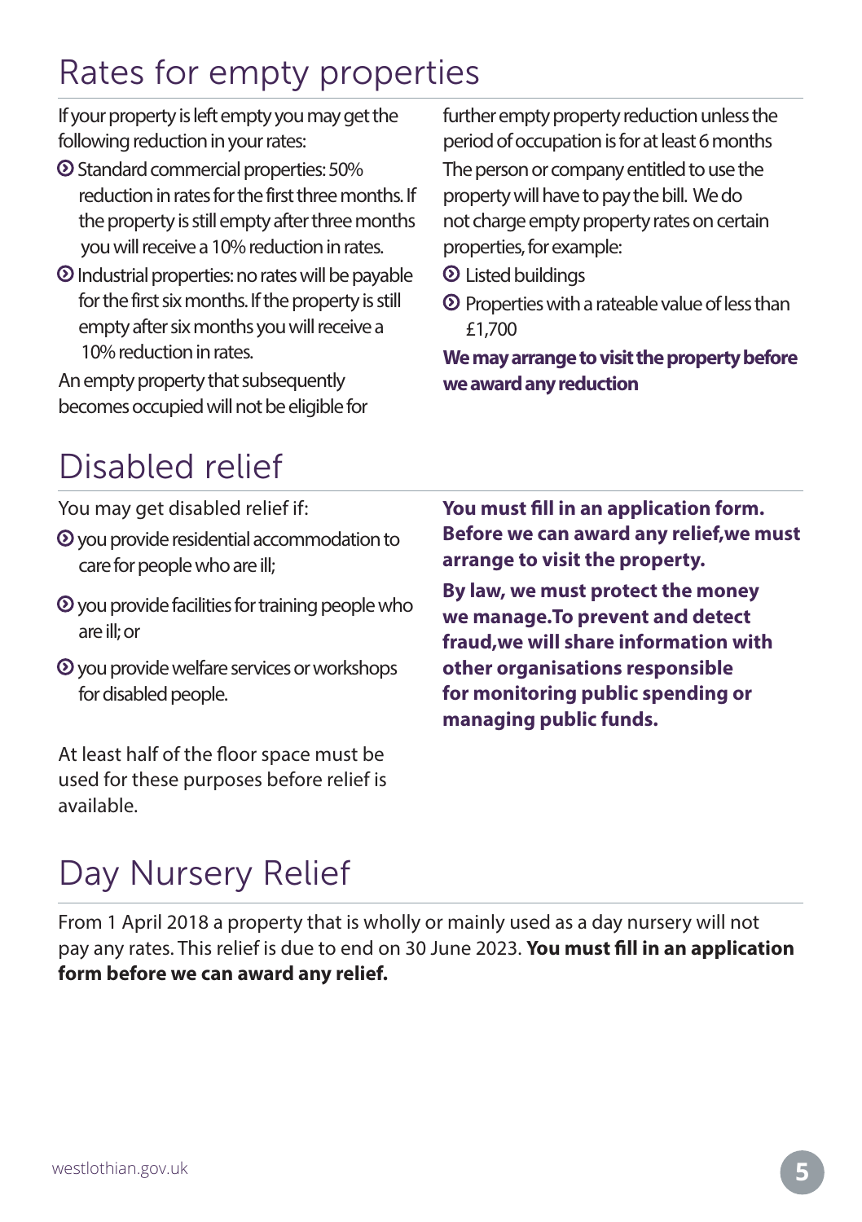# Rates for empty properties

If your property is left empty you may get the following reduction in your rates:

- Standard commercial properties: 50% reduction in rates for the first three months. If the property is still empty after three months you will receive a 10% reduction in rates.
- Industrial properties: no rates will be payable for the first six months. If the property is still empty after six months you will receive a 10% reduction in rates.

An empty property that subsequently becomes occupied will not be eligible for further empty property reduction unless the period of occupation is for at least 6 months

The person or company entitled to use the property will have to pay the bill. We do not charge empty property rates on certain properties, for example:

- Listed buildings
- Properties with a rateable value of less than £1,700

**We may arrange to visit the property before we award any reduction**

# Disabled relief

You may get disabled relief if:

- you provide residential accommodation to care for people who are ill;
- you provide facilities for training people who are ill; or
- you provide welfare services or workshops for disabled people.

At least half of the floor space must be used for these purposes before relief is available.

**You must fill in an application form. Before we can award any relief,we must arrange to visit the property.**

**By law, we must protect the money we manage.To prevent and detect fraud,we will share information with other organisations responsible for monitoring public spending or managing public funds.**

# Day Nursery Relief

From 1 April 2018 a property that is wholly or mainly used as a day nursery will not pay any rates. This relief is due to end on 30 June 2023. **You must fill in an application form before we can award any relief.**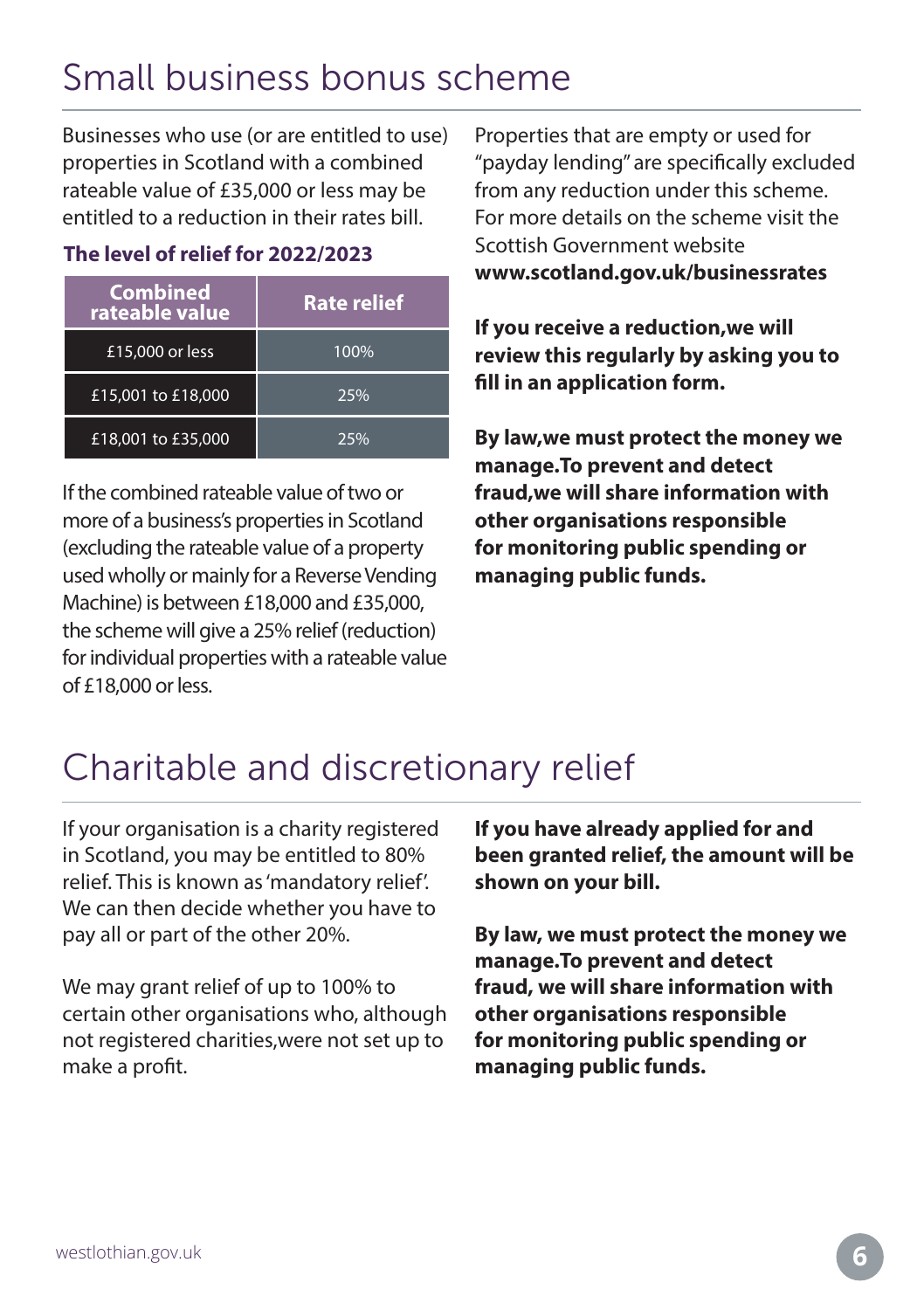# Small business bonus scheme

Businesses who use (or are entitled to use) properties in Scotland with a combined rateable value of £35,000 or less may be entitled to a reduction in their rates bill.

### The level of relief for 2022/2023

| Combined rateable value | Rate relief |
|---|---|
| £15,000 or less | 100% |
| £15,001 to £18,000 | 25% |
| £18,001 to £35,000 | 25% |

If the combined rateable value of two or more of a business's properties in Scotland (excluding the rateable value of a property used wholly or mainly for a Reverse Vending Machine) is between £18,000 and £35,000, the scheme will give a 25% relief (reduction) for individual properties with a rateable value of £18,000 or less.

Properties that are empty or used for "payday lending" are specifically excluded from any reduction under this scheme. For more details on the scheme visit the Scottish Government website **www.scotland.gov.uk/businessrates**

**If you receive a reduction,we will review this regularly by asking you to fill in an application form.**

**By law,we must protect the money we manage.To prevent and detect fraud,we will share information with other organisations responsible for monitoring public spending or managing public funds.**

# Charitable and discretionary relief

If your organisation is a charity registered in Scotland, you may be entitled to 80% relief. This is known as 'mandatory relief'. We can then decide whether you have to pay all or part of the other 20%.

We may grant relief of up to 100% to certain other organisations who, although not registered charities,were not set up to make a profit.

**If you have already applied for and been granted relief, the amount will be shown on your bill.**

**By law, we must protect the money we manage.To prevent and detect fraud, we will share information with other organisations responsible for monitoring public spending or managing public funds.**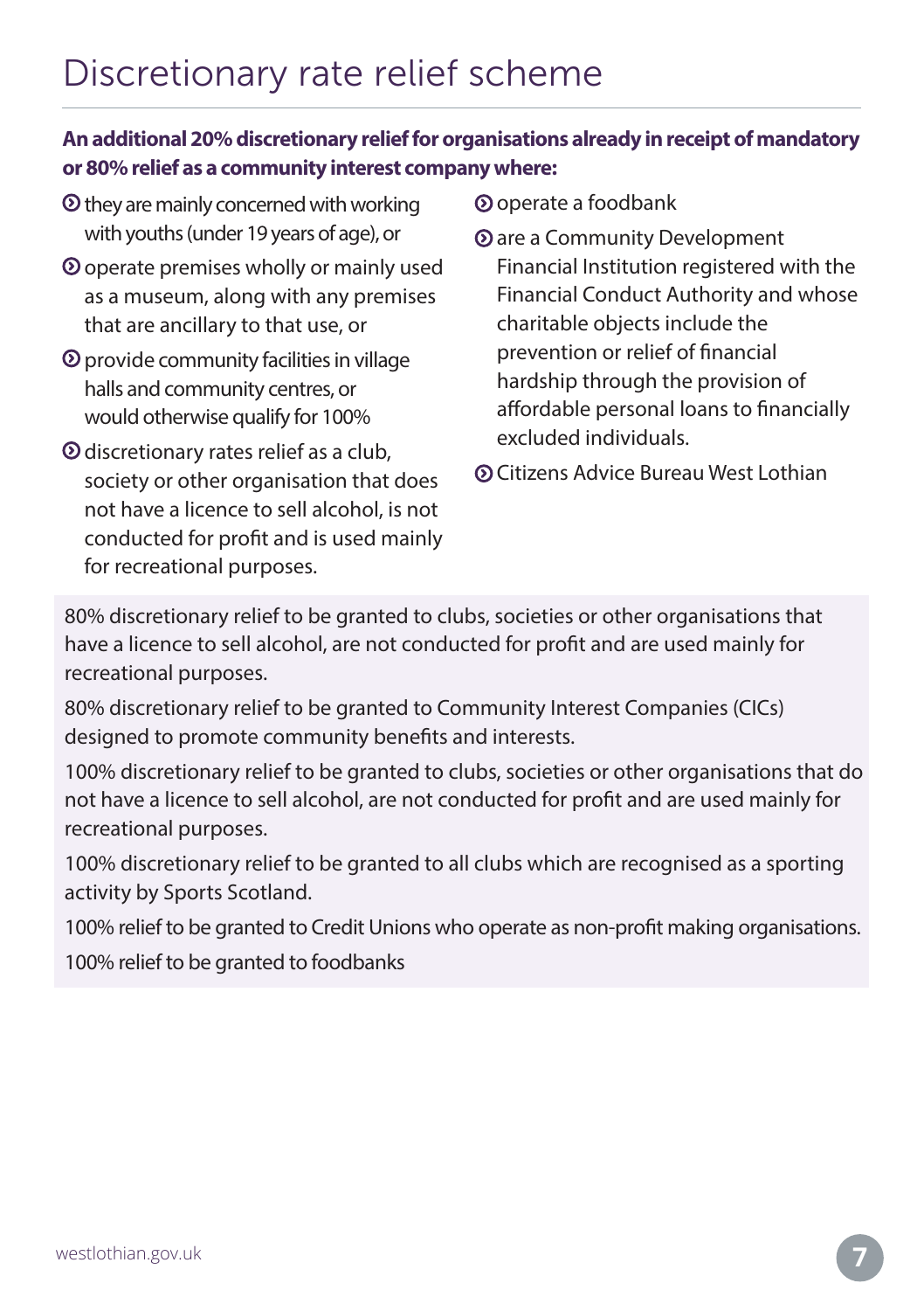# Discretionary rate relief scheme

**An additional 20% discretionary relief for organisations already in receipt of mandatory or 80% relief as a community interest company where:**

- they are mainly concerned with working with youths (under 19 years of age), or
- operate premises wholly or mainly used as a museum, along with any premises that are ancillary to that use, or
- provide community facilities in village halls and community centres, or would otherwise qualify for 100%
- discretionary rates relief as a club, society or other organisation that does not have a licence to sell alcohol, is not conducted for profit and is used mainly for recreational purposes.
- operate a foodbank
- are a Community Development Financial Institution registered with the Financial Conduct Authority and whose charitable objects include the prevention or relief of financial hardship through the provision of affordable personal loans to financially excluded individuals.
- Citizens Advice Bureau West Lothian

80% discretionary relief to be granted to clubs, societies or other organisations that have a licence to sell alcohol, are not conducted for profit and are used mainly for recreational purposes.

80% discretionary relief to be granted to Community Interest Companies (CICs) designed to promote community benefits and interests.

100% discretionary relief to be granted to clubs, societies or other organisations that do not have a licence to sell alcohol, are not conducted for profit and are used mainly for recreational purposes.

100% discretionary relief to be granted to all clubs which are recognised as a sporting activity by Sports Scotland.

100% relief to be granted to Credit Unions who operate as non-profit making organisations.

100% relief to be granted to foodbanks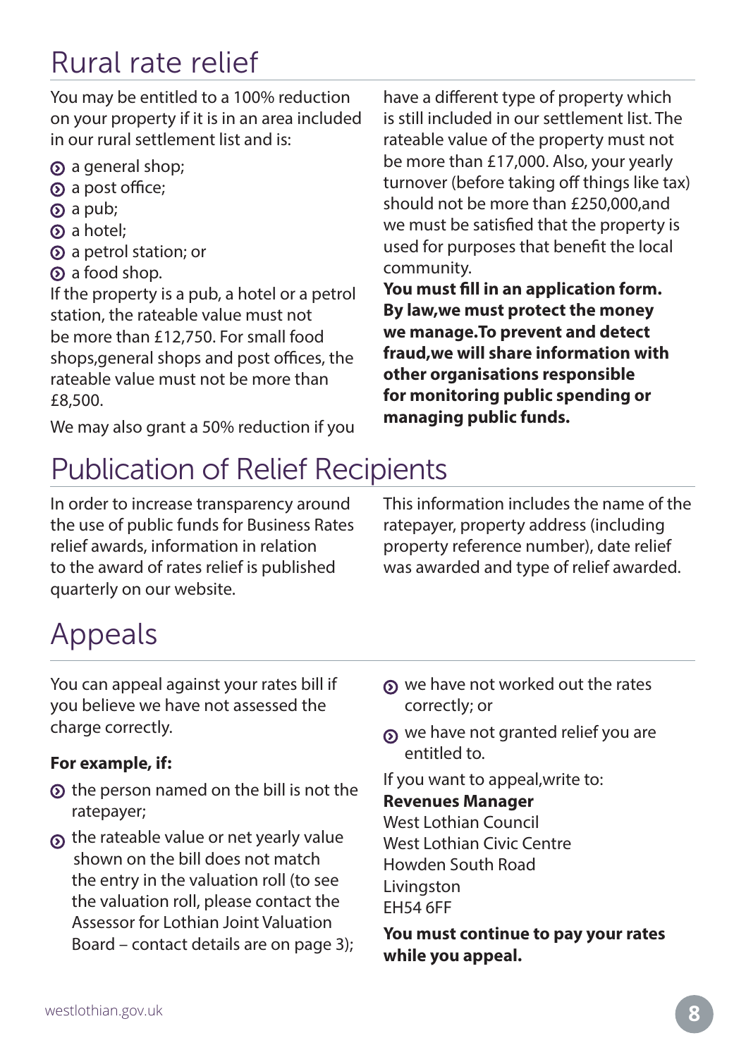## Rural rate relief

You may be entitled to a 100% reduction on your property if it is in an area included in our rural settlement list and is:

- a general shop;
- a post office;
- a pub;
- a hotel;
- a petrol station; or
- a food shop.

If the property is a pub, a hotel or a petrol station, the rateable value must not be more than £12,750. For small food shops,general shops and post offices, the rateable value must not be more than £8,500.

We may also grant a 50% reduction if you have a different type of property which is still included in our settlement list. The rateable value of the property must not be more than £17,000. Also, your yearly turnover (before taking off things like tax) should not be more than £250,000,and we must be satisfied that the property is used for purposes that benefit the local community.

**You must fill in an application form. By law,we must protect the money we manage.To prevent and detect fraud,we will share information with other organisations responsible for monitoring public spending or managing public funds.**

## Publication of Relief Recipients

In order to increase transparency around the use of public funds for Business Rates relief awards, information in relation to the award of rates relief is published quarterly on our website.

This information includes the name of the ratepayer, property address (including property reference number), date relief was awarded and type of relief awarded.

## Appeals

You can appeal against your rates bill if you believe we have not assessed the charge correctly.

**For example, if:**

- the person named on the bill is not the ratepayer;
- the rateable value or net yearly value shown on the bill does not match the entry in the valuation roll (to see the valuation roll, please contact the Assessor for Lothian Joint Valuation Board – contact details are on page 3);
- we have not worked out the rates correctly; or
- we have not granted relief you are entitled to.

If you want to appeal,write to:

**Revenues Manager**
West Lothian Council
West Lothian Civic Centre
Howden South Road
Livingston
EH54 6FF

**You must continue to pay your rates while you appeal.**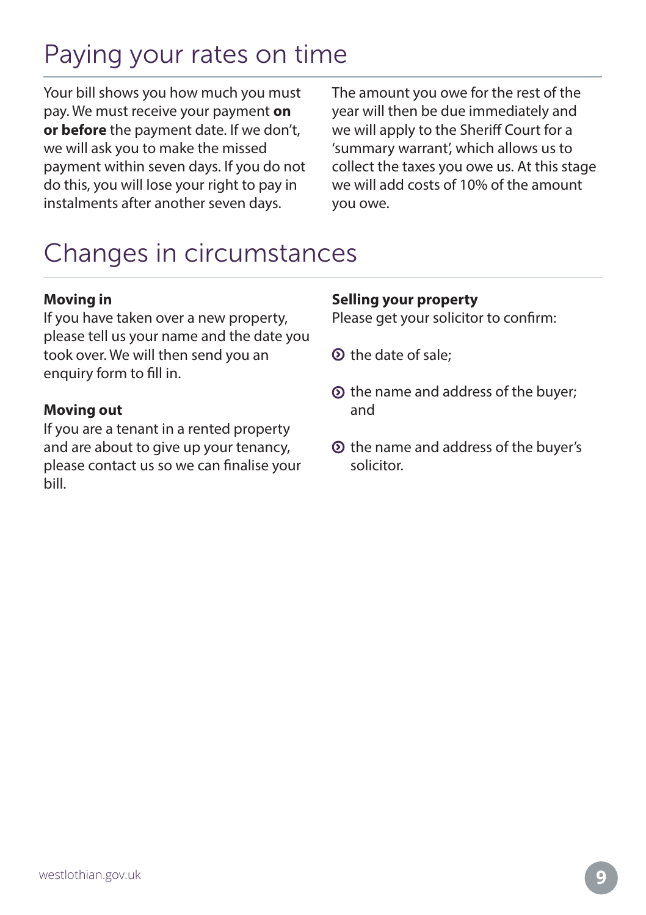# Paying your rates on time

Your bill shows you how much you must pay. We must receive your payment **on or before** the payment date. If we don't, we will ask you to make the missed payment within seven days. If you do not do this, you will lose your right to pay in instalments after another seven days.

The amount you owe for the rest of the year will then be due immediately and we will apply to the Sheriff Court for a 'summary warrant', which allows us to collect the taxes you owe us. At this stage we will add costs of 10% of the amount you owe.

# Changes in circumstances

**Moving in**
If you have taken over a new property, please tell us your name and the date you took over. We will then send you an enquiry form to fill in.

**Moving out**
If you are a tenant in a rented property and are about to give up your tenancy, please contact us so we can finalise your bill.

**Selling your property**
Please get your solicitor to confirm:

- the date of sale;
- the name and address of the buyer; and
- the name and address of the buyer's solicitor.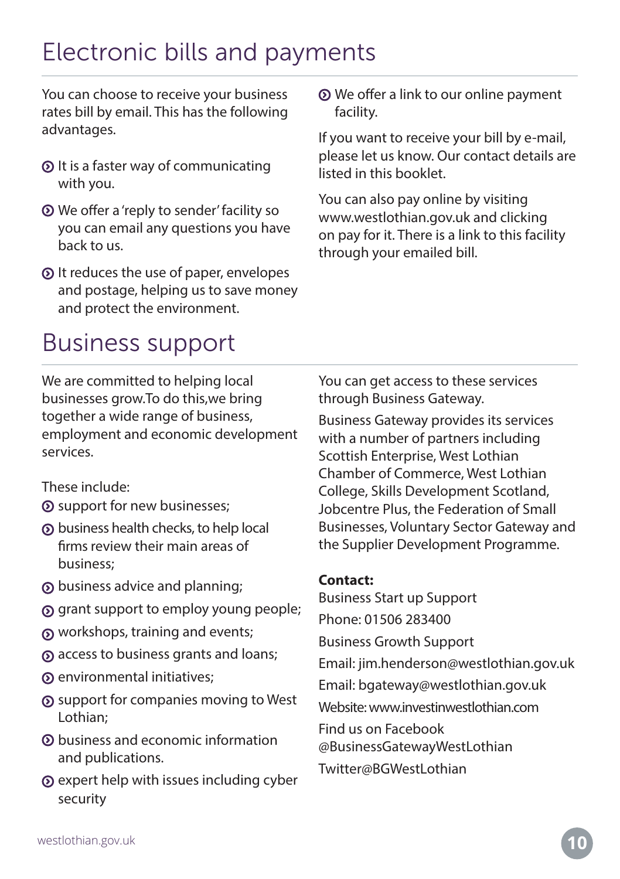# Electronic bills and payments

You can choose to receive your business rates bill by email. This has the following advantages.

- It is a faster way of communicating with you.
- We offer a 'reply to sender' facility so you can email any questions you have back to us.
- It reduces the use of paper, envelopes and postage, helping us to save money and protect the environment.
- We offer a link to our online payment facility.

If you want to receive your bill by e-mail, please let us know. Our contact details are listed in this booklet.

You can also pay online by visiting www.westlothian.gov.uk and clicking on pay for it. There is a link to this facility through your emailed bill.

# Business support

We are committed to helping local businesses grow.To do this,we bring together a wide range of business, employment and economic development services.

These include:

- support for new businesses;
- business health checks, to help local firms review their main areas of business;
- business advice and planning;
- grant support to employ young people;
- workshops, training and events;
- access to business grants and loans;
- environmental initiatives;
- support for companies moving to West Lothian;
- business and economic information and publications.
- expert help with issues including cyber security

You can get access to these services through Business Gateway.

Business Gateway provides its services with a number of partners including Scottish Enterprise, West Lothian Chamber of Commerce, West Lothian College, Skills Development Scotland, Jobcentre Plus, the Federation of Small Businesses, Voluntary Sector Gateway and the Supplier Development Programme.

**Contact:**

Business Start up Support

Phone: 01506 283400

Business Growth Support

Email: jim.henderson@westlothian.gov.uk

Email: bgateway@westlothian.gov.uk

Website: www.investinwestlothian.com

Find us on Facebook @BusinessGatewayWestLothian

Twitter@BGWestLothian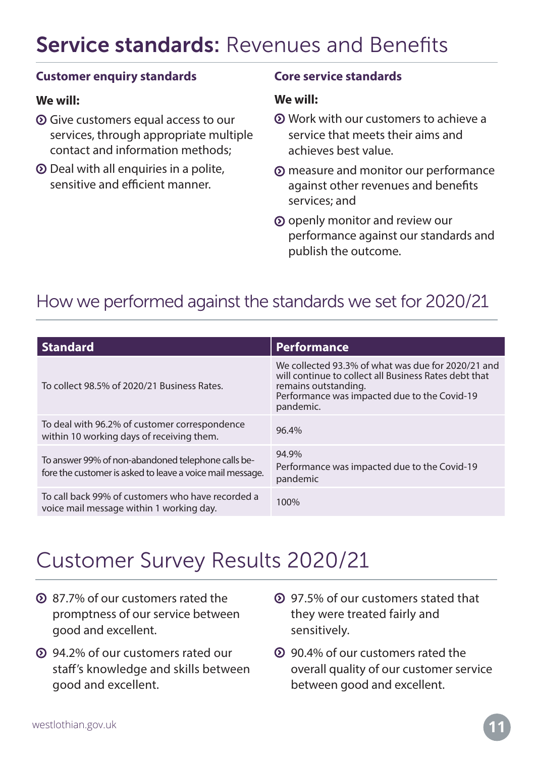# **Service standards:** Revenues and Benefits

### Customer enquiry standards

**We will:**

- Give customers equal access to our services, through appropriate multiple contact and information methods;
- Deal with all enquiries in a polite, sensitive and efficient manner.

### Core service standards

**We will:**

- Work with our customers to achieve a service that meets their aims and achieves best value.
- measure and monitor our performance against other revenues and benefits services; and
- openly monitor and review our performance against our standards and publish the outcome.

## How we performed against the standards we set for 2020/21

| Standard | Performance |
|---|---|
| To collect 98.5% of 2020/21 Business Rates. | We collected 93.3% of what was due for 2020/21 and will continue to collect all Business Rates debt that remains outstanding. Performance was impacted due to the Covid-19 pandemic. |
| To deal with 96.2% of customer correspondence within 10 working days of receiving them. | 96.4% |
| To answer 99% of non-abandoned telephone calls before the customer is asked to leave a voice mail message. | 94.9% Performance was impacted due to the Covid-19 pandemic |
| To call back 99% of customers who have recorded a voice mail message within 1 working day. | 100% |

## Customer Survey Results 2020/21

- 87.7% of our customers rated the promptness of our service between good and excellent.
- 94.2% of our customers rated our staff's knowledge and skills between good and excellent.
- 97.5% of our customers stated that they were treated fairly and sensitively.
- 90.4% of our customers rated the overall quality of our customer service between good and excellent.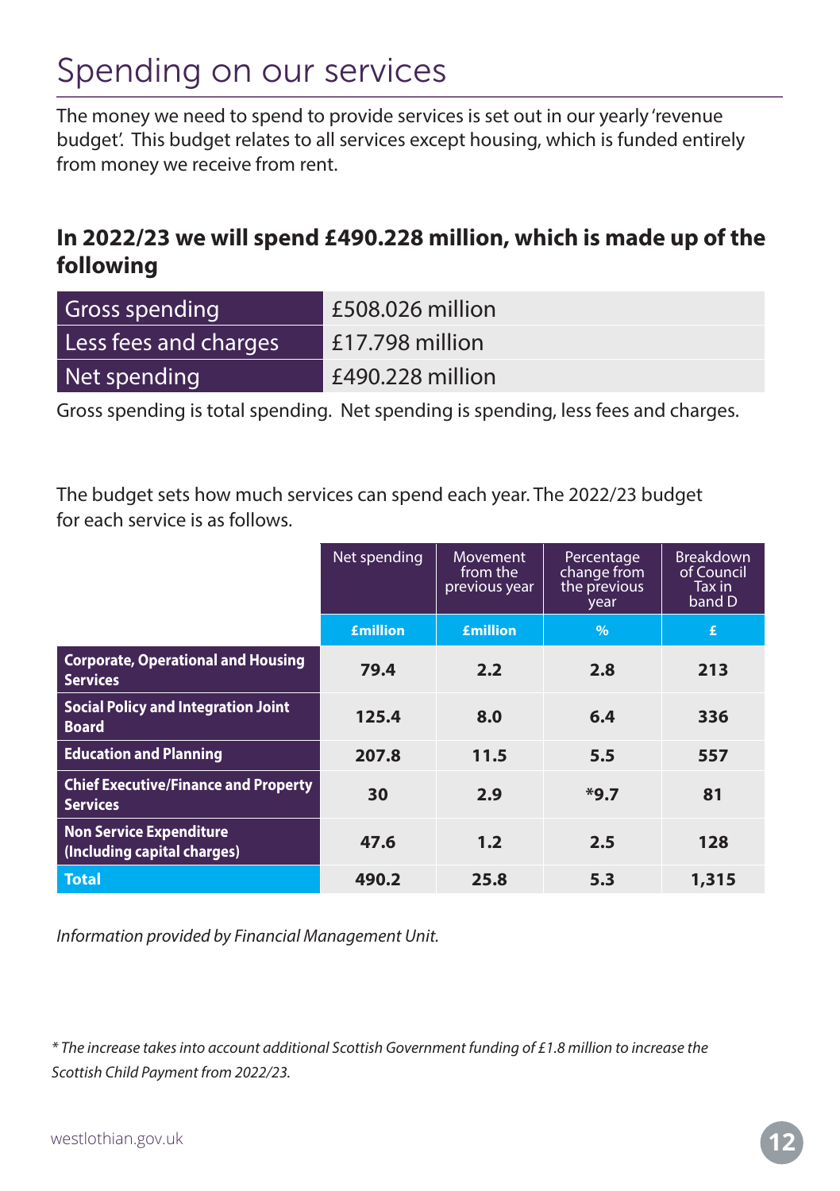# Spending on our services

The money we need to spend to provide services is set out in our yearly 'revenue budget'. This budget relates to all services except housing, which is funded entirely from money we receive from rent.

### In 2022/23 we will spend £490.228 million, which is made up of the following

| | |
|---|---|
| Gross spending | £508.026 million |
| Less fees and charges | £17.798 million |
| Net spending | £490.228 million |

Gross spending is total spending. Net spending is spending, less fees and charges.

The budget sets how much services can spend each year. The 2022/23 budget for each service is as follows.

| | Net spending | Movement from the previous year | Percentage change from the previous year | Breakdown of Council Tax in band D |
|---|---|---|---|---|
| | £million | £million | % | £ |
| **Corporate, Operational and Housing Services** | **79.4** | **2.2** | **2.8** | **213** |
| **Social Policy and Integration Joint Board** | **125.4** | **8.0** | **6.4** | **336** |
| **Education and Planning** | **207.8** | **11.5** | **5.5** | **557** |
| **Chief Executive/Finance and Property Services** | **30** | **2.9** | ***9.7** | **81** |
| **Non Service Expenditure (Including capital charges)** | **47.6** | **1.2** | **2.5** | **128** |
| **Total** | **490.2** | **25.8** | **5.3** | **1,315** |

*Information provided by Financial Management Unit.*

*\* The increase takes into account additional Scottish Government funding of £1.8 million to increase the Scottish Child Payment from 2022/23.*

westlothian.gov.uk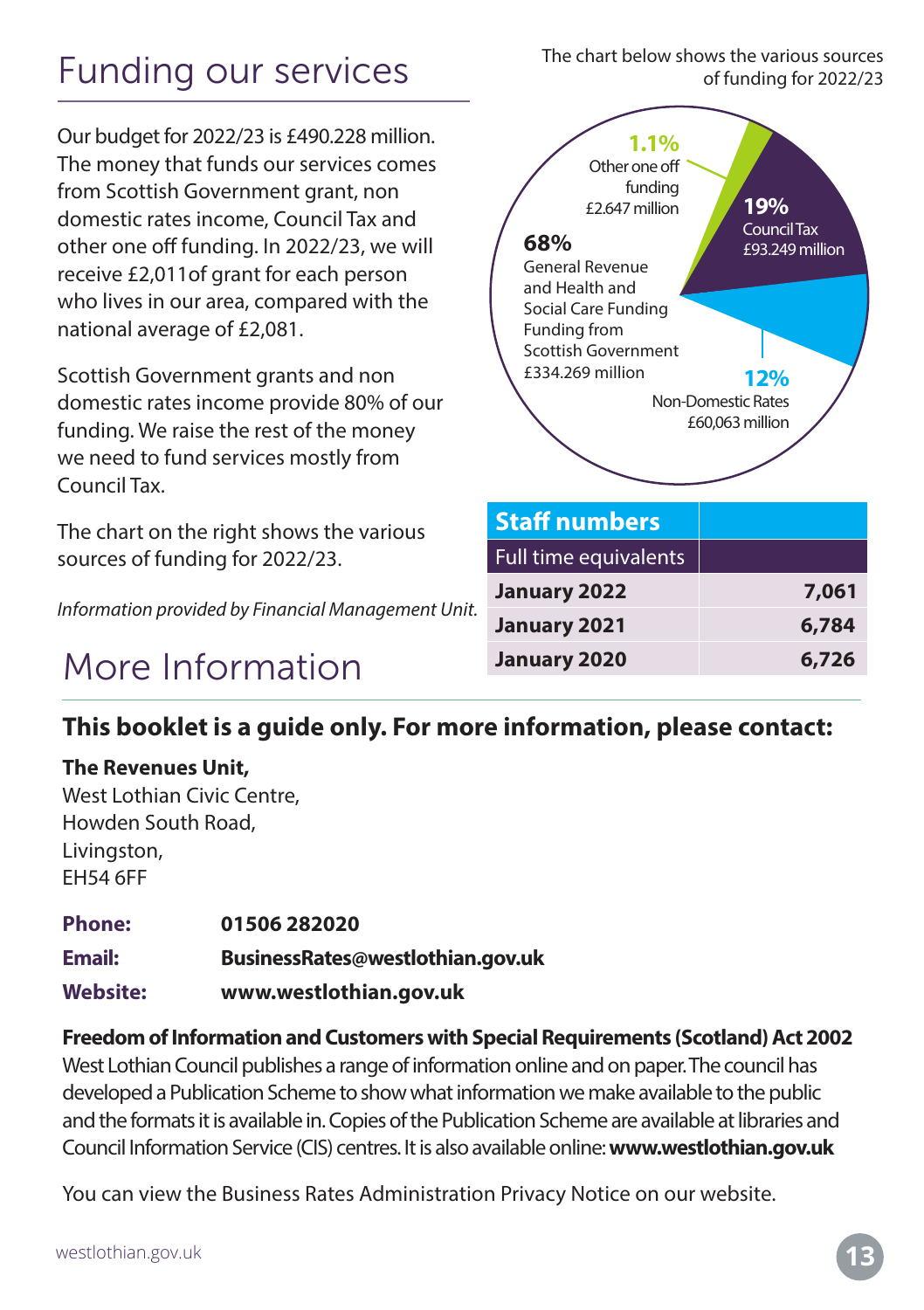# Funding our services

Our budget for 2022/23 is £490.228 million. The money that funds our services comes from Scottish Government grant, non domestic rates income, Council Tax and other one off funding. In 2022/23, we will receive £2,011of grant for each person who lives in our area, compared with the national average of £2,081.

Scottish Government grants and non domestic rates income provide 80% of our funding. We raise the rest of the money we need to fund services mostly from Council Tax.

The chart on the right shows the various sources of funding for 2022/23.

*Information provided by Financial Management Unit.*

The chart below shows the various sources of funding for 2022/23

- **68%** General Revenue and Health and Social Care Funding Funding from Scottish Government £334.269 million
- **1.1%** Other one off funding £2.647 million
- **19%** Council Tax £93.249 million
- **12%** Non-Domestic Rates £60,063 million

| Staff numbers | |
|---|---|
| Full time equivalents | |
| **January 2022** | **7,061** |
| **January 2021** | **6,784** |
| **January 2020** | **6,726** |

# More Information

## This booklet is a guide only. For more information, please contact:

**The Revenues Unit,**
West Lothian Civic Centre,
Howden South Road,
Livingston,
EH54 6FF

| | |
|---|---|
| **Phone:** | **01506 282020** |
| **Email:** | **BusinessRates@westlothian.gov.uk** |
| **Website:** | **www.westlothian.gov.uk** |

**Freedom of Information and Customers with Special Requirements (Scotland) Act 2002**
West Lothian Council publishes a range of information online and on paper. The council has developed a Publication Scheme to show what information we make available to the public and the formats it is available in. Copies of the Publication Scheme are available at libraries and Council Information Service (CIS) centres. It is also available online: **www.westlothian.gov.uk**

You can view the Business Rates Administration Privacy Notice on our website.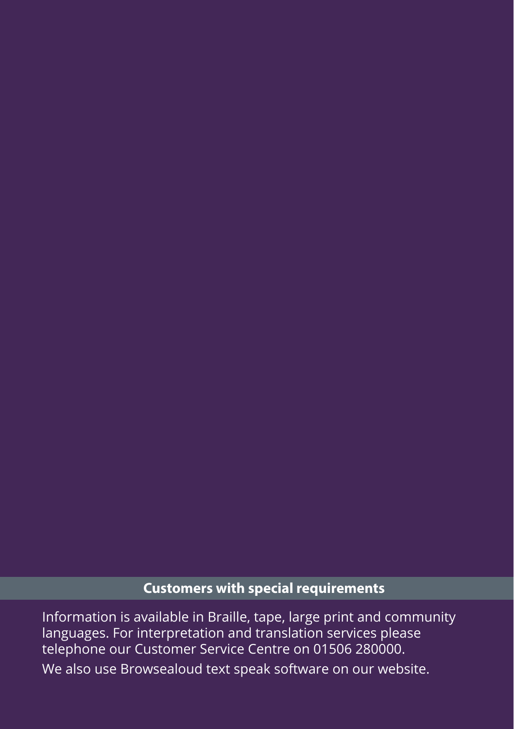## Customers with special requirements

Information is available in Braille, tape, large print and community languages. For interpretation and translation services please telephone our Customer Service Centre on 01506 280000.

We also use Browsealoud text speak software on our website.